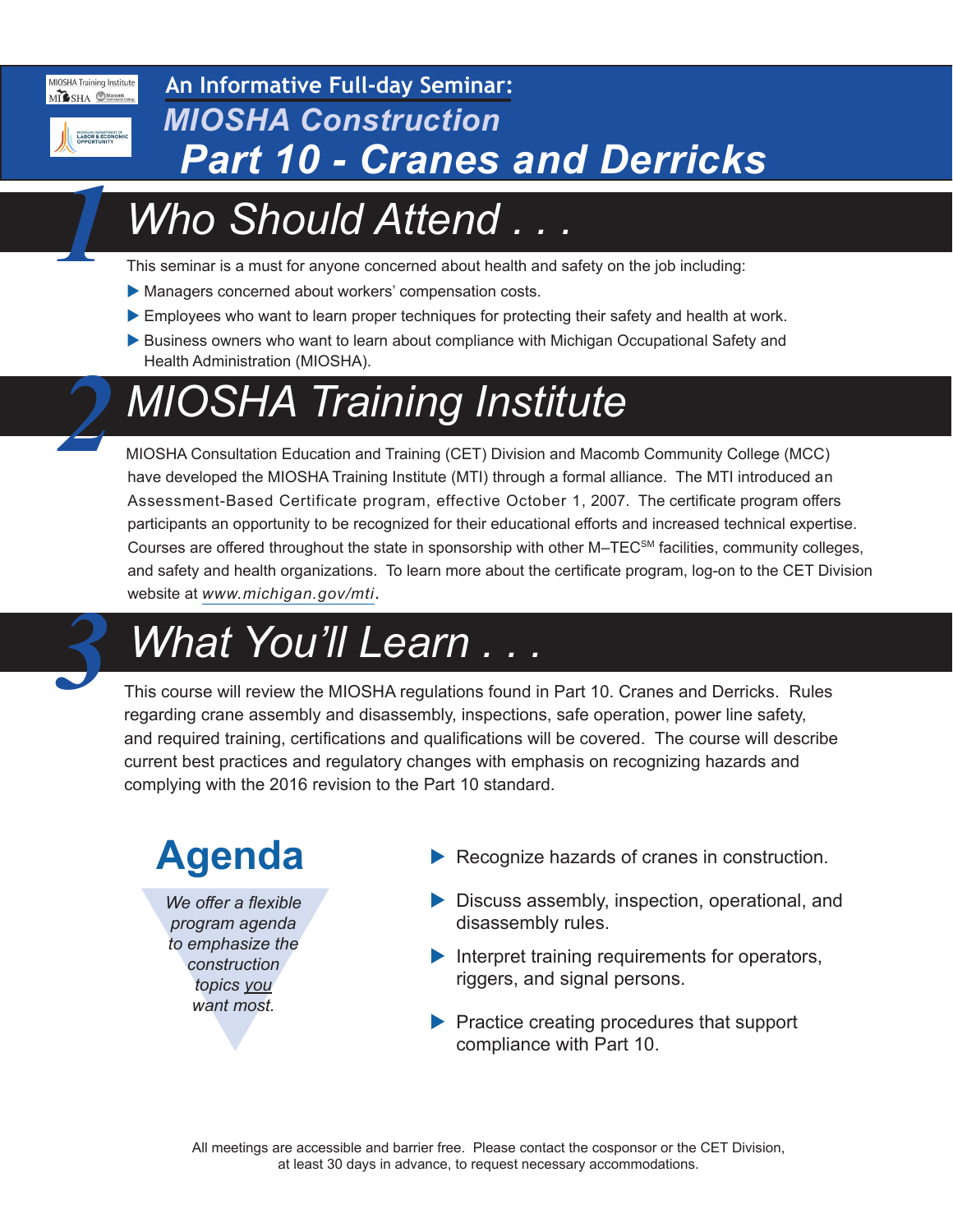An Informative Full-day Seminar:

# MIOSHA Construction
# Part 10 - Cranes and Derricks

## 1 Who Should Attend . . .

This seminar is a must for anyone concerned about health and safety on the job including:

- Managers concerned about workers' compensation costs.
- Employees who want to learn proper techniques for protecting their safety and health at work.
- Business owners who want to learn about compliance with Michigan Occupational Safety and Health Administration (MIOSHA).

## 2 MIOSHA Training Institute

MIOSHA Consultation Education and Training (CET) Division and Macomb Community College (MCC) have developed the MIOSHA Training Institute (MTI) through a formal alliance. The MTI introduced an Assessment-Based Certificate program, effective October 1, 2007. The certificate program offers participants an opportunity to be recognized for their educational efforts and increased technical expertise. Courses are offered throughout the state in sponsorship with other M–TEC[SM] facilities, community colleges, and safety and health organizations. To learn more about the certificate program, log-on to the CET Division website at *www.michigan.gov/mti*.

## 3 What You'll Learn . . .

This course will review the MIOSHA regulations found in Part 10. Cranes and Derricks. Rules regarding crane assembly and disassembly, inspections, safe operation, power line safety, and required training, certifications and qualifications will be covered. The course will describe current best practices and regulatory changes with emphasis on recognizing hazards and complying with the 2016 revision to the Part 10 standard.

## Agenda

*We offer a flexible program agenda to emphasize the construction topics you want most.*

- Recognize hazards of cranes in construction.
- Discuss assembly, inspection, operational, and disassembly rules.
- Interpret training requirements for operators, riggers, and signal persons.
- Practice creating procedures that support compliance with Part 10.

All meetings are accessible and barrier free. Please contact the cosponsor or the CET Division, at least 30 days in advance, to request necessary accommodations.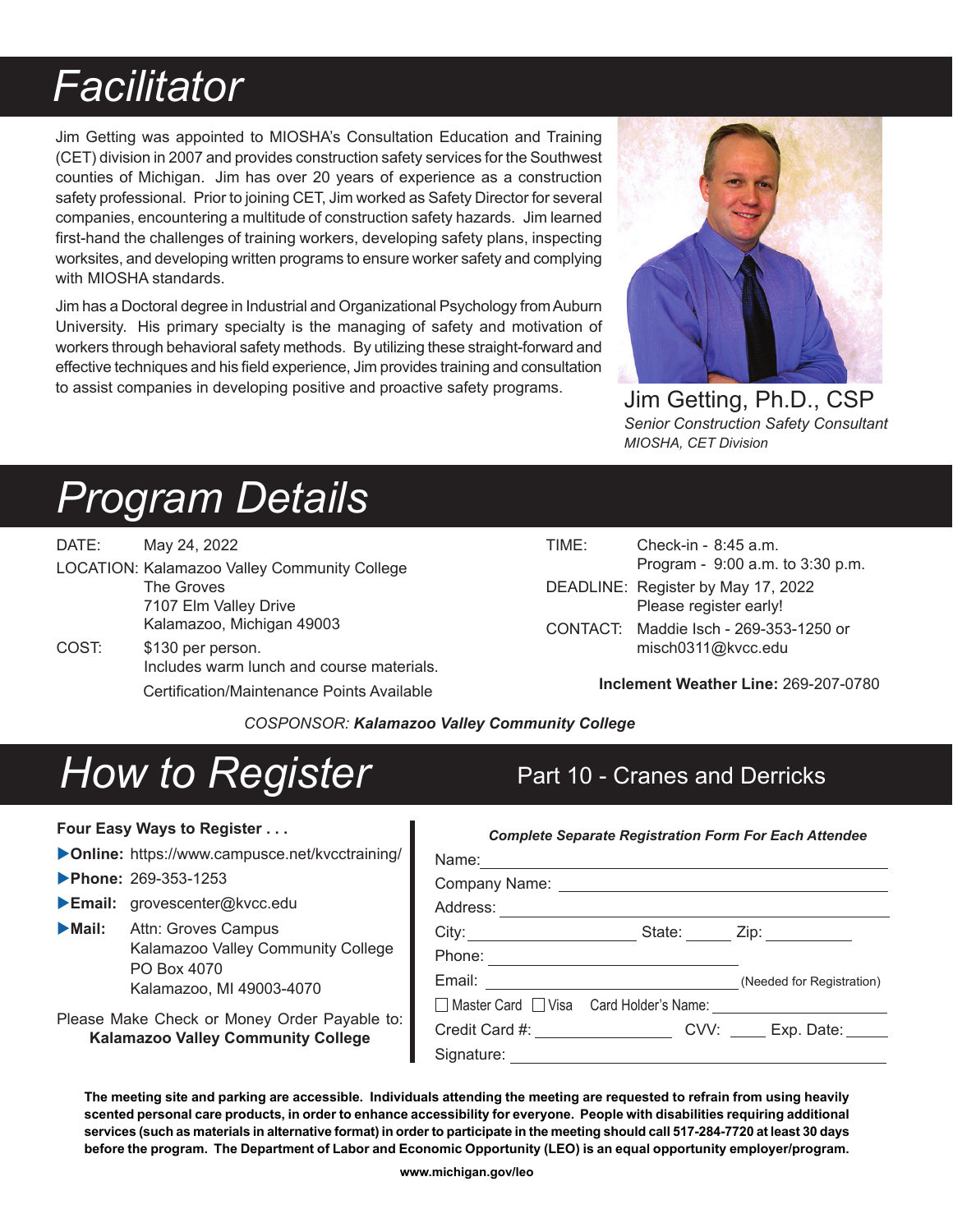# Facilitator

Jim Getting was appointed to MIOSHA's Consultation Education and Training (CET) division in 2007 and provides construction safety services for the Southwest counties of Michigan. Jim has over 20 years of experience as a construction safety professional. Prior to joining CET, Jim worked as Safety Director for several companies, encountering a multitude of construction safety hazards. Jim learned first-hand the challenges of training workers, developing safety plans, inspecting worksites, and developing written programs to ensure worker safety and complying with MIOSHA standards.

Jim has a Doctoral degree in Industrial and Organizational Psychology from Auburn University. His primary specialty is the managing of safety and motivation of workers through behavioral safety methods. By utilizing these straight-forward and effective techniques and his field experience, Jim provides training and consultation to assist companies in developing positive and proactive safety programs.

Jim Getting, Ph.D., CSP
*Senior Construction Safety Consultant*
*MIOSHA, CET Division*

# Program Details

DATE: May 24, 2022

LOCATION: Kalamazoo Valley Community College
The Groves
7107 Elm Valley Drive
Kalamazoo, Michigan 49003

COST: $130 per person.
Includes warm lunch and course materials.
Certification/Maintenance Points Available

TIME: Check-in - 8:45 a.m.
Program - 9:00 a.m. to 3:30 p.m.

DEADLINE: Register by May 17, 2022
Please register early!

CONTACT: Maddie Isch - 269-353-1250 or
misch0311@kvcc.edu

**Inclement Weather Line:** 269-207-0780

*COSPONSOR: **Kalamazoo Valley Community College***

# How to Register

## Part 10 - Cranes and Derricks

**Four Easy Ways to Register . . .**

- **Online:** https://www.campusce.net/kvcctraining/
- **Phone:** 269-353-1253
- **Email:** grovescenter@kvcc.edu
- **Mail:** Attn: Groves Campus
  Kalamazoo Valley Community College
  PO Box 4070
  Kalamazoo, MI 49003-4070

Please Make Check or Money Order Payable to:
**Kalamazoo Valley Community College**

***Complete Separate Registration Form For Each Attendee***

Name: ____________________

Company Name: ____________________

Address: ____________________

City: ____________ State: ______ Zip: ________

Phone: ____________________

Email: ____________________ (Needed for Registration)

☐ Master Card ☐ Visa Card Holder's Name: ____________________

Credit Card #: ____________ CVV: ______ Exp. Date: ______

Signature: ____________________

**The meeting site and parking are accessible. Individuals attending the meeting are requested to refrain from using heavily scented personal care products, in order to enhance accessibility for everyone. People with disabilities requiring additional services (such as materials in alternative format) in order to participate in the meeting should call 517-284-7720 at least 30 days before the program. The Department of Labor and Economic Opportunity (LEO) is an equal opportunity employer/program.**

**www.michigan.gov/leo**